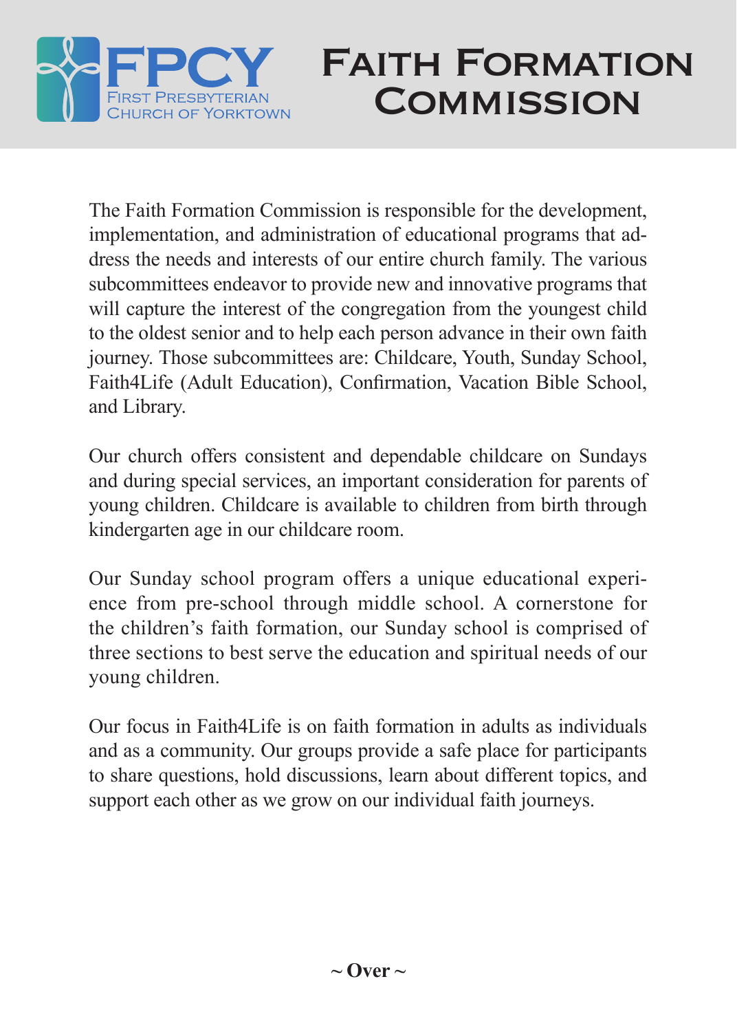FPCY

First Presbyterian Church of Yorktown

# Faith Formation Commission

The Faith Formation Commission is responsible for the development, implementation, and administration of educational programs that address the needs and interests of our entire church family. The various subcommittees endeavor to provide new and innovative programs that will capture the interest of the congregation from the youngest child to the oldest senior and to help each person advance in their own faith journey. Those subcommittees are: Childcare, Youth, Sunday School, Faith4Life (Adult Education), Confirmation, Vacation Bible School, and Library.

Our church offers consistent and dependable childcare on Sundays and during special services, an important consideration for parents of young children. Childcare is available to children from birth through kindergarten age in our childcare room.

Our Sunday school program offers a unique educational experience from pre-school through middle school. A cornerstone for the children's faith formation, our Sunday school is comprised of three sections to best serve the education and spiritual needs of our young children.

Our focus in Faith4Life is on faith formation in adults as individuals and as a community. Our groups provide a safe place for participants to share questions, hold discussions, learn about different topics, and support each other as we grow on our individual faith journeys.

**~ Over ~**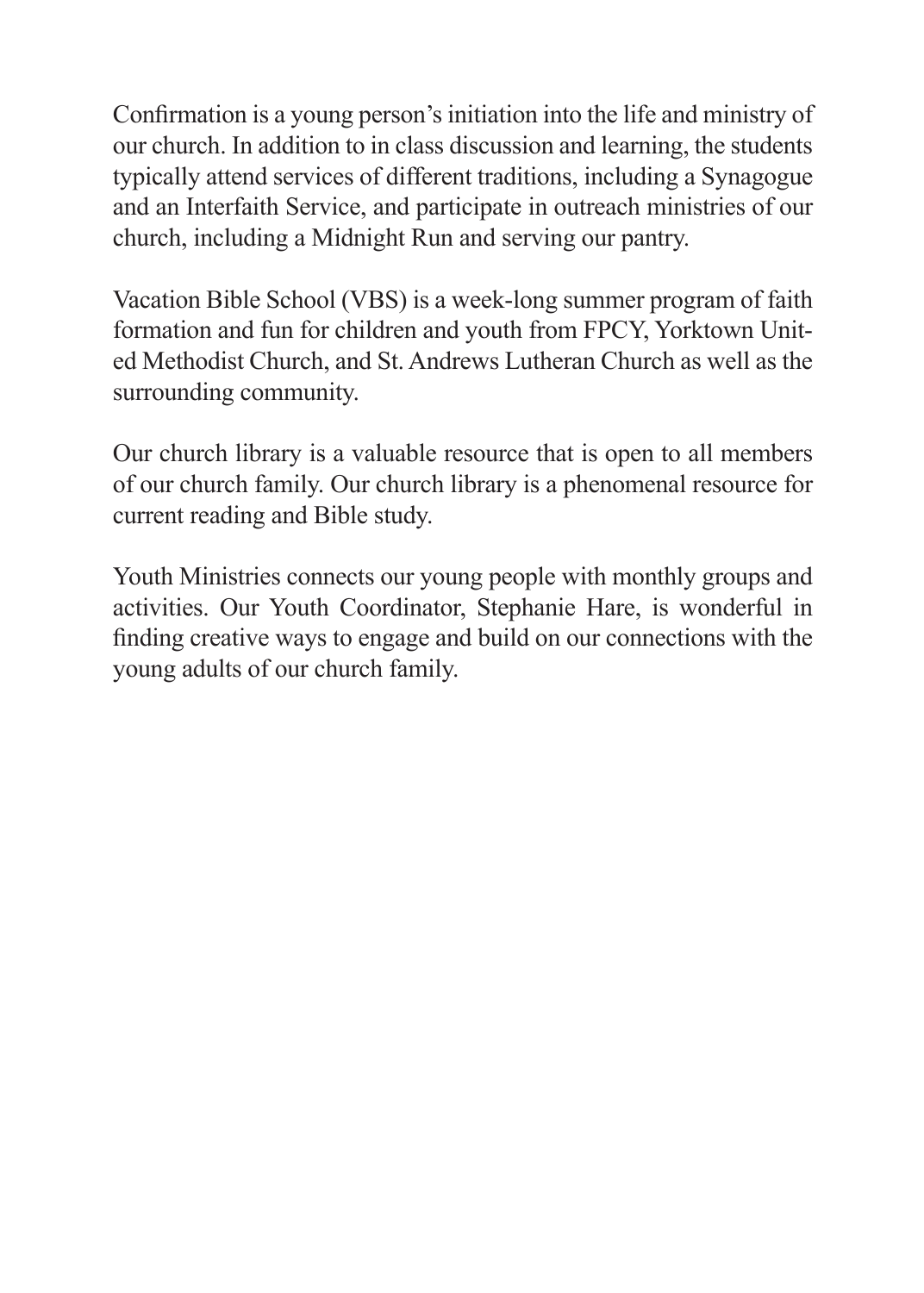Confirmation is a young person's initiation into the life and ministry of our church. In addition to in class discussion and learning, the students typically attend services of different traditions, including a Synagogue and an Interfaith Service, and participate in outreach ministries of our church, including a Midnight Run and serving our pantry.

Vacation Bible School (VBS) is a week-long summer program of faith formation and fun for children and youth from FPCY, Yorktown United Methodist Church, and St. Andrews Lutheran Church as well as the surrounding community.

Our church library is a valuable resource that is open to all members of our church family. Our church library is a phenomenal resource for current reading and Bible study.

Youth Ministries connects our young people with monthly groups and activities. Our Youth Coordinator, Stephanie Hare, is wonderful in finding creative ways to engage and build on our connections with the young adults of our church family.